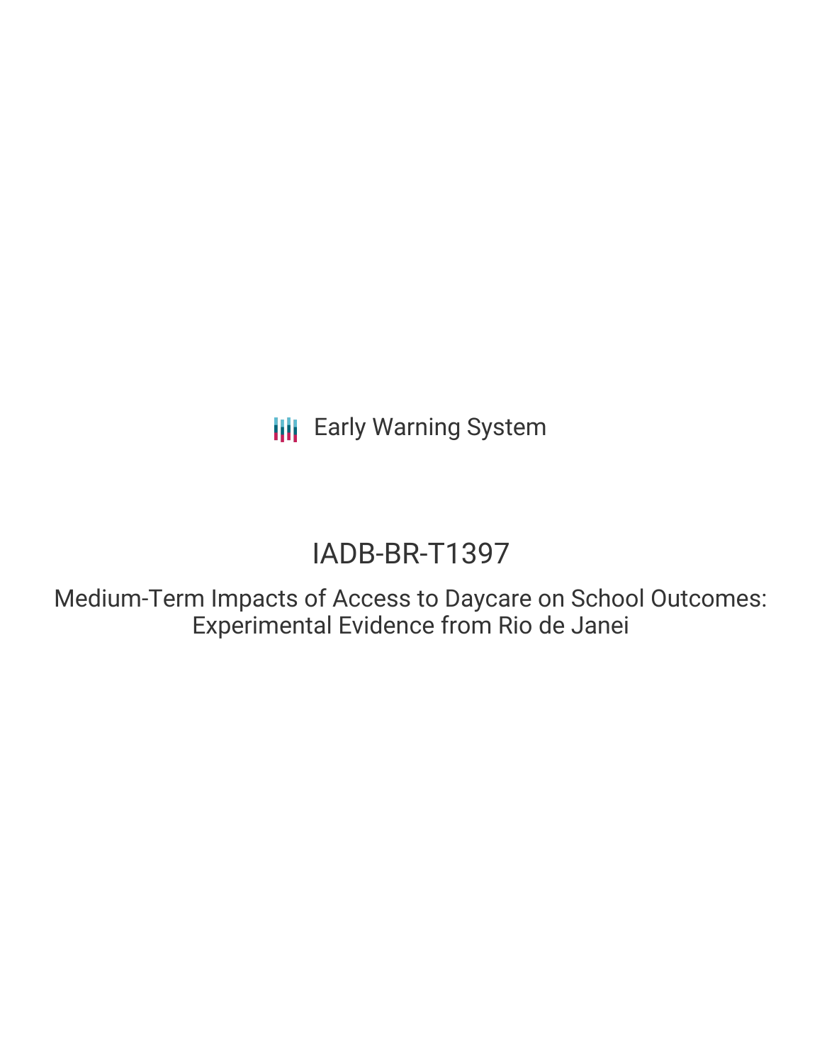Early Warning System

# IADB-BR-T1397

Medium-Term Impacts of Access to Daycare on School Outcomes: Experimental Evidence from Rio de Janei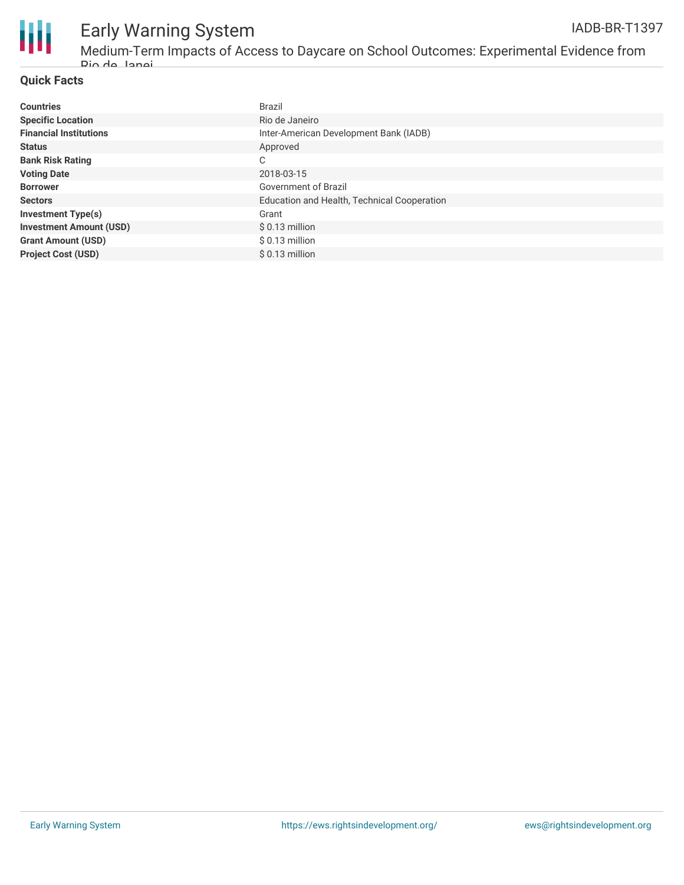## Quick Facts

| | |
|---|---|
| **Countries** | Brazil |
| **Specific Location** | Rio de Janeiro |
| **Financial Institutions** | Inter-American Development Bank (IADB) |
| **Status** | Approved |
| **Bank Risk Rating** | C |
| **Voting Date** | 2018-03-15 |
| **Borrower** | Government of Brazil |
| **Sectors** | Education and Health, Technical Cooperation |
| **Investment Type(s)** | Grant |
| **Investment Amount (USD)** | $ 0.13 million |
| **Grant Amount (USD)** | $ 0.13 million |
| **Project Cost (USD)** | $ 0.13 million |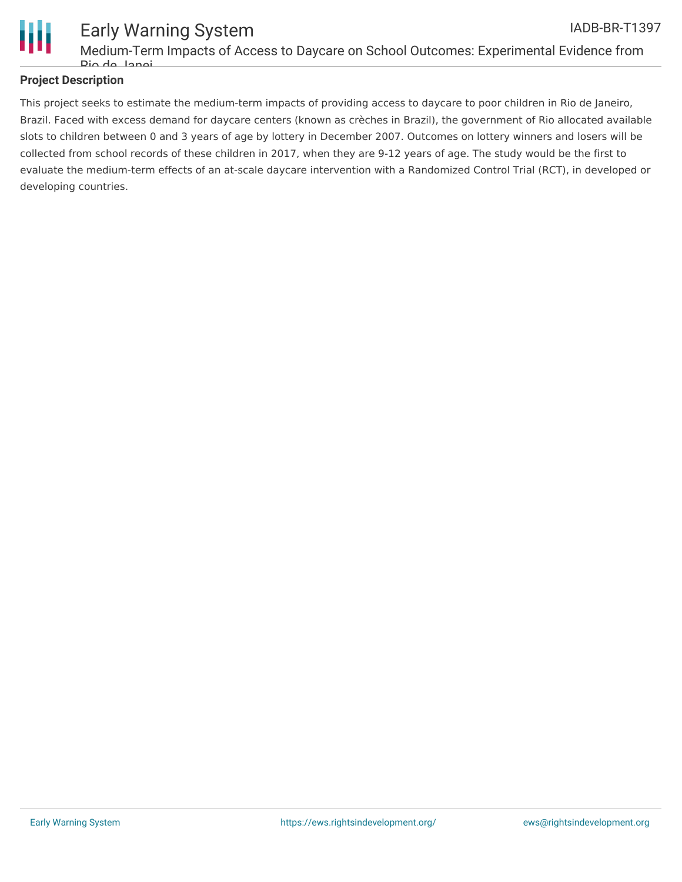## Project Description

This project seeks to estimate the medium-term impacts of providing access to daycare to poor children in Rio de Janeiro, Brazil. Faced with excess demand for daycare centers (known as crèches in Brazil), the government of Rio allocated available slots to children between 0 and 3 years of age by lottery in December 2007. Outcomes on lottery winners and losers will be collected from school records of these children in 2017, when they are 9-12 years of age. The study would be the first to evaluate the medium-term effects of an at-scale daycare intervention with a Randomized Control Trial (RCT), in developed or developing countries.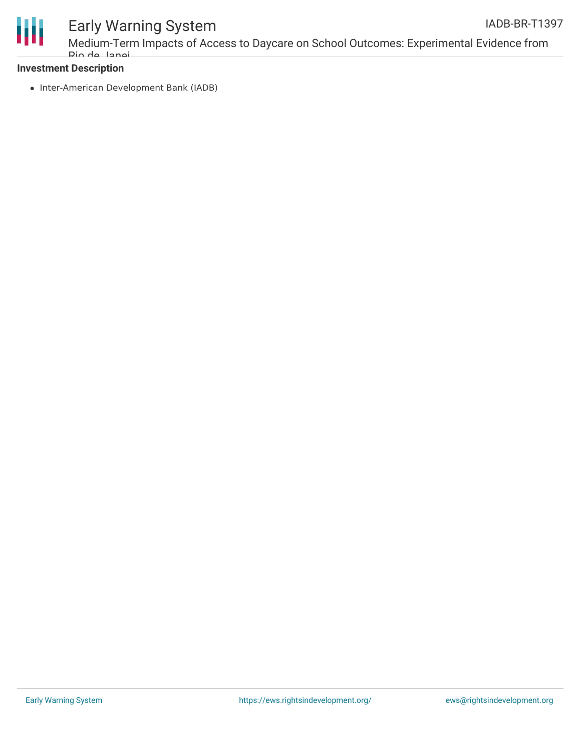**Investment Description**

- Inter-American Development Bank (IADB)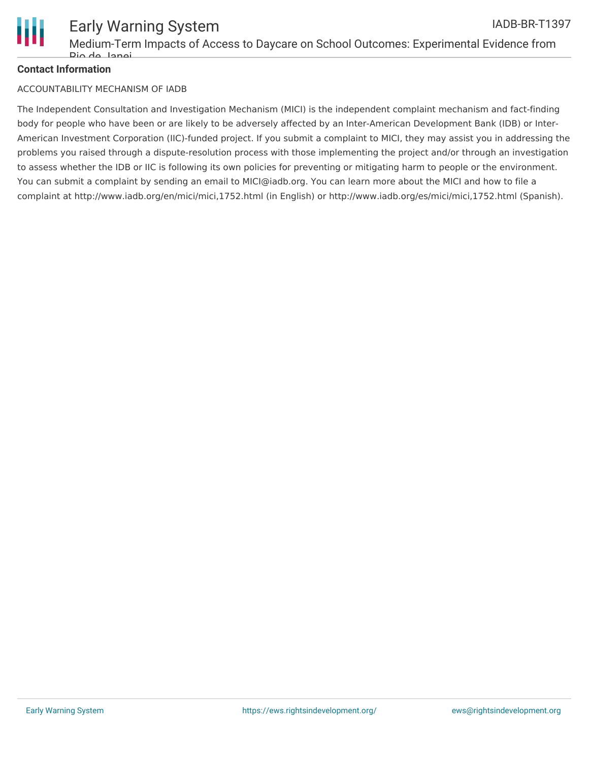**Contact Information**

ACCOUNTABILITY MECHANISM OF IADB

The Independent Consultation and Investigation Mechanism (MICI) is the independent complaint mechanism and fact-finding body for people who have been or are likely to be adversely affected by an Inter-American Development Bank (IDB) or Inter-American Investment Corporation (IIC)-funded project. If you submit a complaint to MICI, they may assist you in addressing the problems you raised through a dispute-resolution process with those implementing the project and/or through an investigation to assess whether the IDB or IIC is following its own policies for preventing or mitigating harm to people or the environment. You can submit a complaint by sending an email to MICI@iadb.org. You can learn more about the MICI and how to file a complaint at http://www.iadb.org/en/mici/mici,1752.html (in English) or http://www.iadb.org/es/mici/mici,1752.html (Spanish).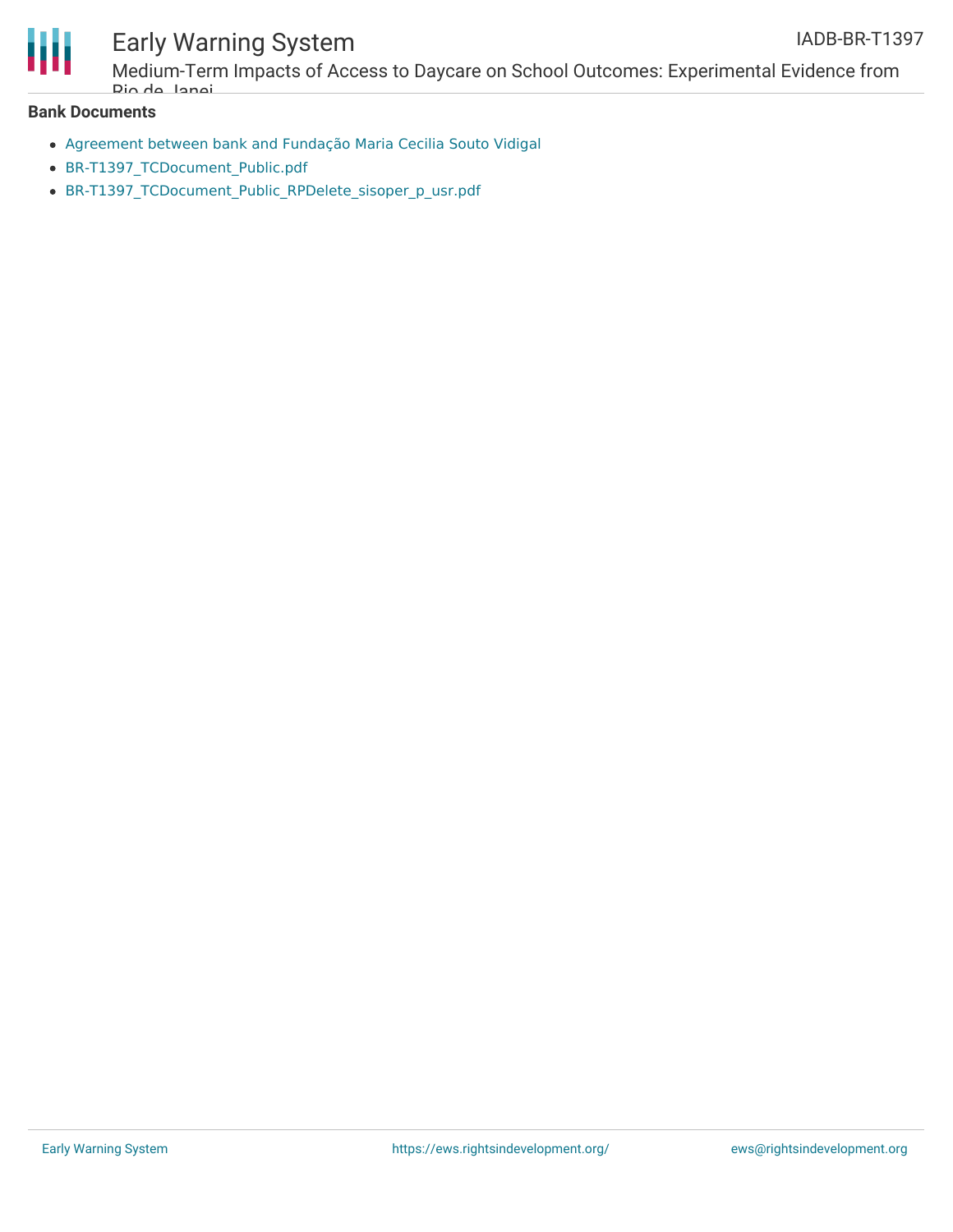**Bank Documents**

- Agreement between bank and Fundação Maria Cecilia Souto Vidigal
- BR-T1397_TCDocument_Public.pdf
- BR-T1397_TCDocument_Public_RPDelete_sisoper_p_usr.pdf